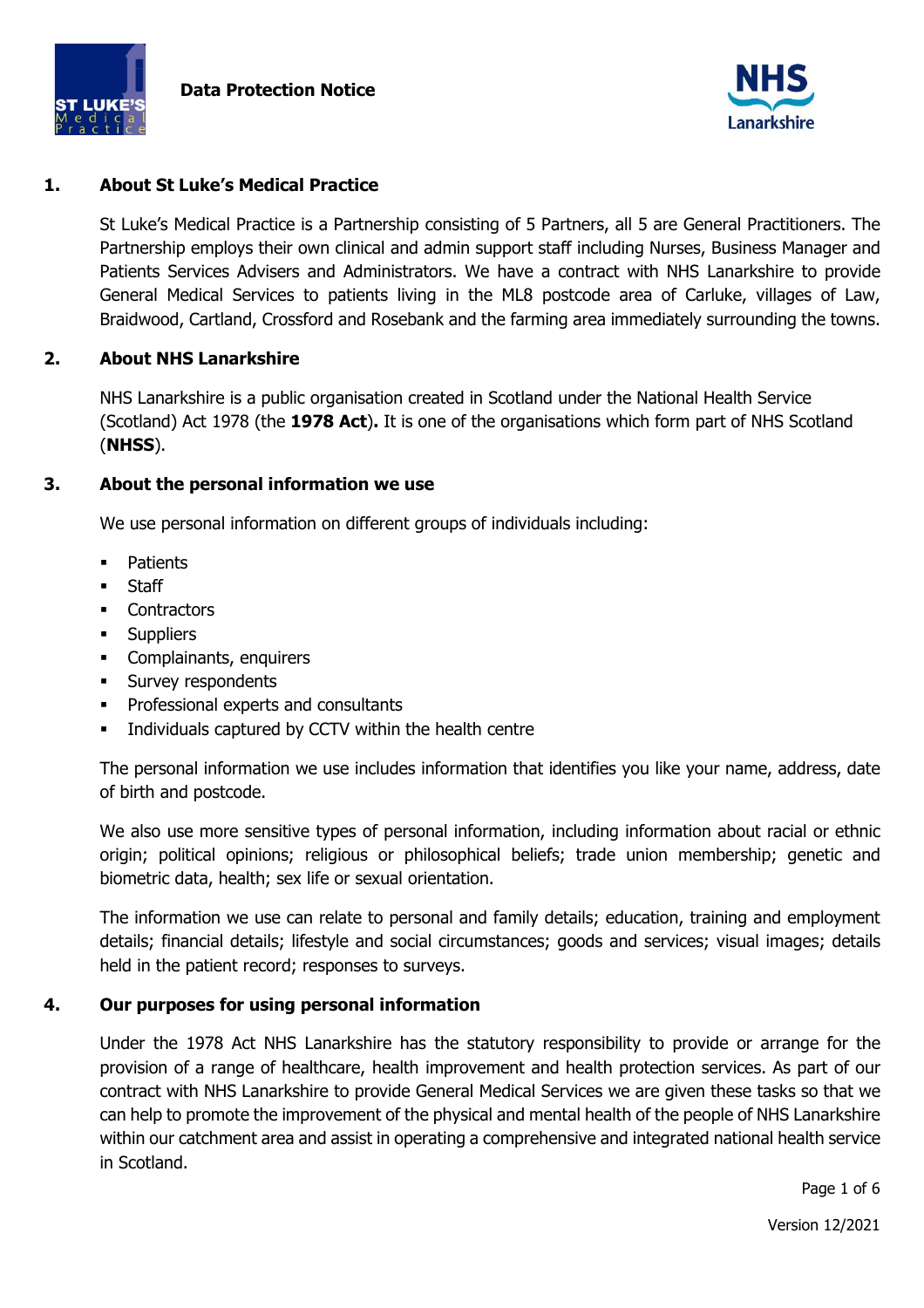# Data Protection Notice

## 1. About St Luke's Medical Practice

St Luke's Medical Practice is a Partnership consisting of 5 Partners, all 5 are General Practitioners. The Partnership employs their own clinical and admin support staff including Nurses, Business Manager and Patients Services Advisers and Administrators. We have a contract with NHS Lanarkshire to provide General Medical Services to patients living in the ML8 postcode area of Carluke, villages of Law, Braidwood, Cartland, Crossford and Rosebank and the farming area immediately surrounding the towns.

## 2. About NHS Lanarkshire

NHS Lanarkshire is a public organisation created in Scotland under the National Health Service (Scotland) Act 1978 (the **1978 Act**). It is one of the organisations which form part of NHS Scotland (**NHSS**).

## 3. About the personal information we use

We use personal information on different groups of individuals including:

- Patients
- Staff
- Contractors
- Suppliers
- Complainants, enquirers
- Survey respondents
- Professional experts and consultants
- Individuals captured by CCTV within the health centre

The personal information we use includes information that identifies you like your name, address, date of birth and postcode.

We also use more sensitive types of personal information, including information about racial or ethnic origin; political opinions; religious or philosophical beliefs; trade union membership; genetic and biometric data, health; sex life or sexual orientation.

The information we use can relate to personal and family details; education, training and employment details; financial details; lifestyle and social circumstances; goods and services; visual images; details held in the patient record; responses to surveys.

## 4. Our purposes for using personal information

Under the 1978 Act NHS Lanarkshire has the statutory responsibility to provide or arrange for the provision of a range of healthcare, health improvement and health protection services. As part of our contract with NHS Lanarkshire to provide General Medical Services we are given these tasks so that we can help to promote the improvement of the physical and mental health of the people of NHS Lanarkshire within our catchment area and assist in operating a comprehensive and integrated national health service in Scotland.

Version 12/2021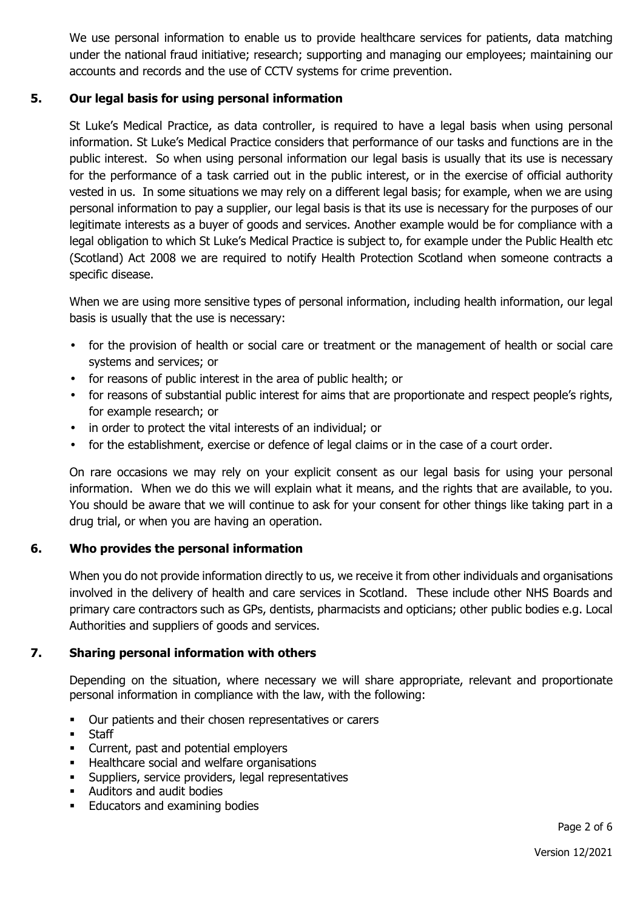We use personal information to enable us to provide healthcare services for patients, data matching under the national fraud initiative; research; supporting and managing our employees; maintaining our accounts and records and the use of CCTV systems for crime prevention.

## 5. Our legal basis for using personal information

St Luke's Medical Practice, as data controller, is required to have a legal basis when using personal information. St Luke's Medical Practice considers that performance of our tasks and functions are in the public interest. So when using personal information our legal basis is usually that its use is necessary for the performance of a task carried out in the public interest, or in the exercise of official authority vested in us. In some situations we may rely on a different legal basis; for example, when we are using personal information to pay a supplier, our legal basis is that its use is necessary for the purposes of our legitimate interests as a buyer of goods and services. Another example would be for compliance with a legal obligation to which St Luke's Medical Practice is subject to, for example under the Public Health etc (Scotland) Act 2008 we are required to notify Health Protection Scotland when someone contracts a specific disease.

When we are using more sensitive types of personal information, including health information, our legal basis is usually that the use is necessary:

- for the provision of health or social care or treatment or the management of health or social care systems and services; or
- for reasons of public interest in the area of public health; or
- for reasons of substantial public interest for aims that are proportionate and respect people's rights, for example research; or
- in order to protect the vital interests of an individual; or
- for the establishment, exercise or defence of legal claims or in the case of a court order.

On rare occasions we may rely on your explicit consent as our legal basis for using your personal information. When we do this we will explain what it means, and the rights that are available, to you. You should be aware that we will continue to ask for your consent for other things like taking part in a drug trial, or when you are having an operation.

## 6. Who provides the personal information

When you do not provide information directly to us, we receive it from other individuals and organisations involved in the delivery of health and care services in Scotland. These include other NHS Boards and primary care contractors such as GPs, dentists, pharmacists and opticians; other public bodies e.g. Local Authorities and suppliers of goods and services.

## 7. Sharing personal information with others

Depending on the situation, where necessary we will share appropriate, relevant and proportionate personal information in compliance with the law, with the following:

- Our patients and their chosen representatives or carers
- Staff
- Current, past and potential employers
- Healthcare social and welfare organisations
- Suppliers, service providers, legal representatives
- Auditors and audit bodies
- Educators and examining bodies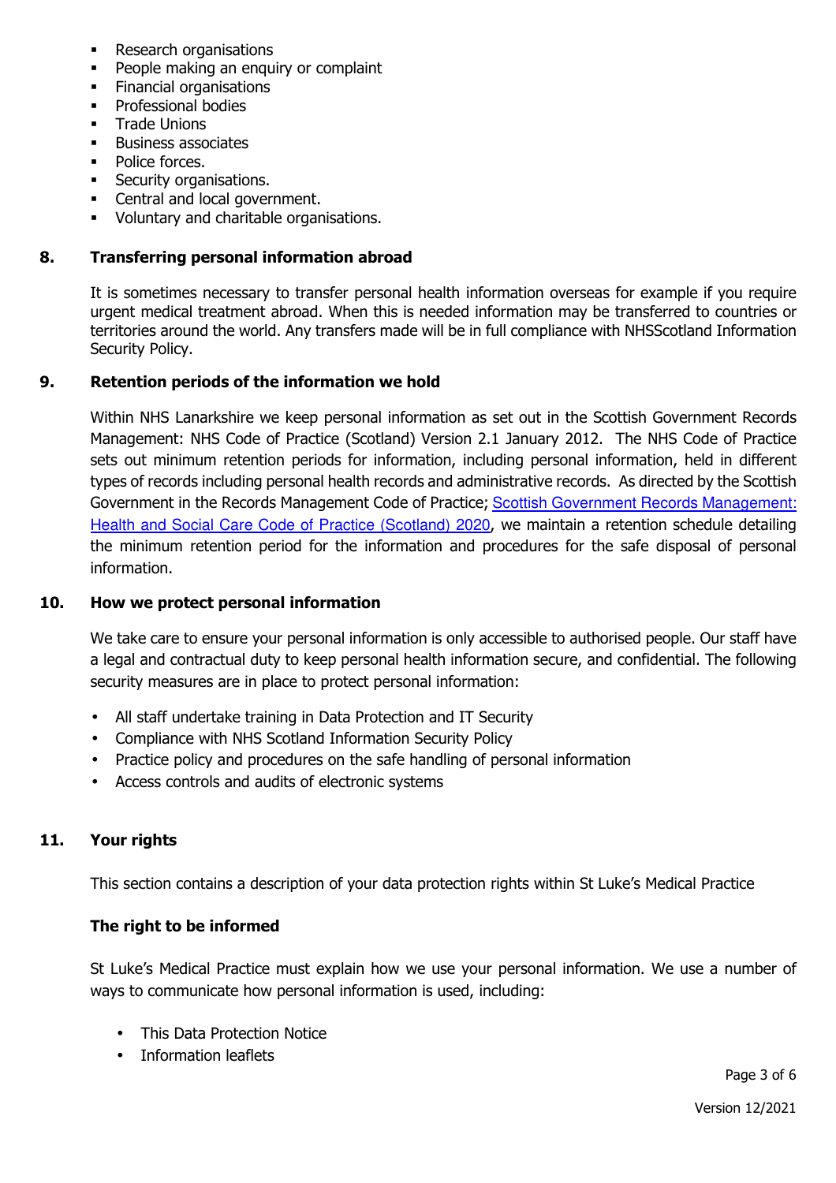- Research organisations
- People making an enquiry or complaint
- Financial organisations
- Professional bodies
- Trade Unions
- Business associates
- Police forces.
- Security organisations.
- Central and local government.
- Voluntary and charitable organisations.

## 8. Transferring personal information abroad

It is sometimes necessary to transfer personal health information overseas for example if you require urgent medical treatment abroad. When this is needed information may be transferred to countries or territories around the world. Any transfers made will be in full compliance with NHSScotland Information Security Policy.

## 9. Retention periods of the information we hold

Within NHS Lanarkshire we keep personal information as set out in the Scottish Government Records Management: NHS Code of Practice (Scotland) Version 2.1 January 2012. The NHS Code of Practice sets out minimum retention periods for information, including personal information, held in different types of records including personal health records and administrative records. As directed by the Scottish Government in the Records Management Code of Practice; Scottish Government Records Management: Health and Social Care Code of Practice (Scotland) 2020, we maintain a retention schedule detailing the minimum retention period for the information and procedures for the safe disposal of personal information.

## 10. How we protect personal information

We take care to ensure your personal information is only accessible to authorised people. Our staff have a legal and contractual duty to keep personal health information secure, and confidential. The following security measures are in place to protect personal information:

- All staff undertake training in Data Protection and IT Security
- Compliance with NHS Scotland Information Security Policy
- Practice policy and procedures on the safe handling of personal information
- Access controls and audits of electronic systems

## 11. Your rights

This section contains a description of your data protection rights within St Luke's Medical Practice

### The right to be informed

St Luke's Medical Practice must explain how we use your personal information. We use a number of ways to communicate how personal information is used, including:

- This Data Protection Notice
- Information leaflets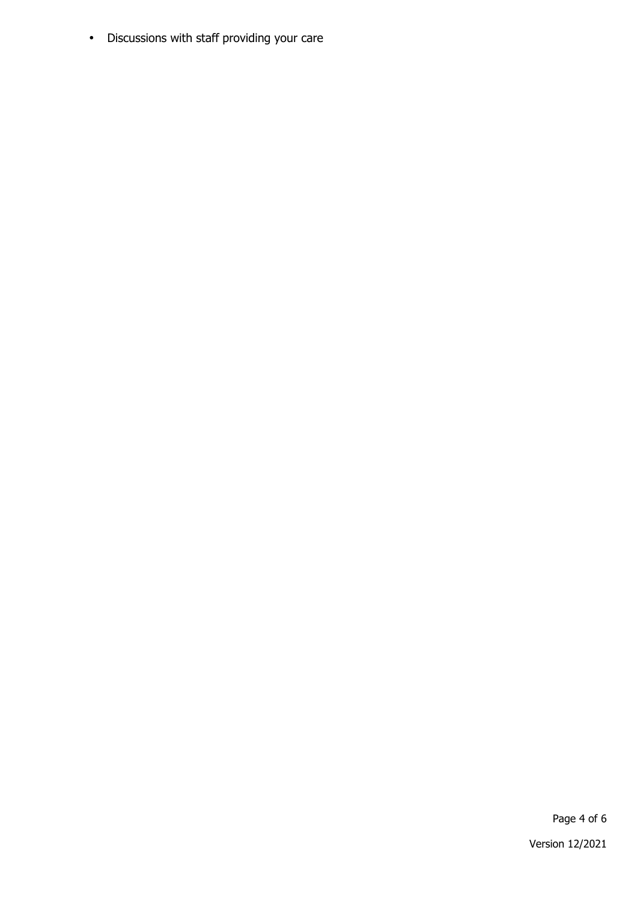- Discussions with staff providing your care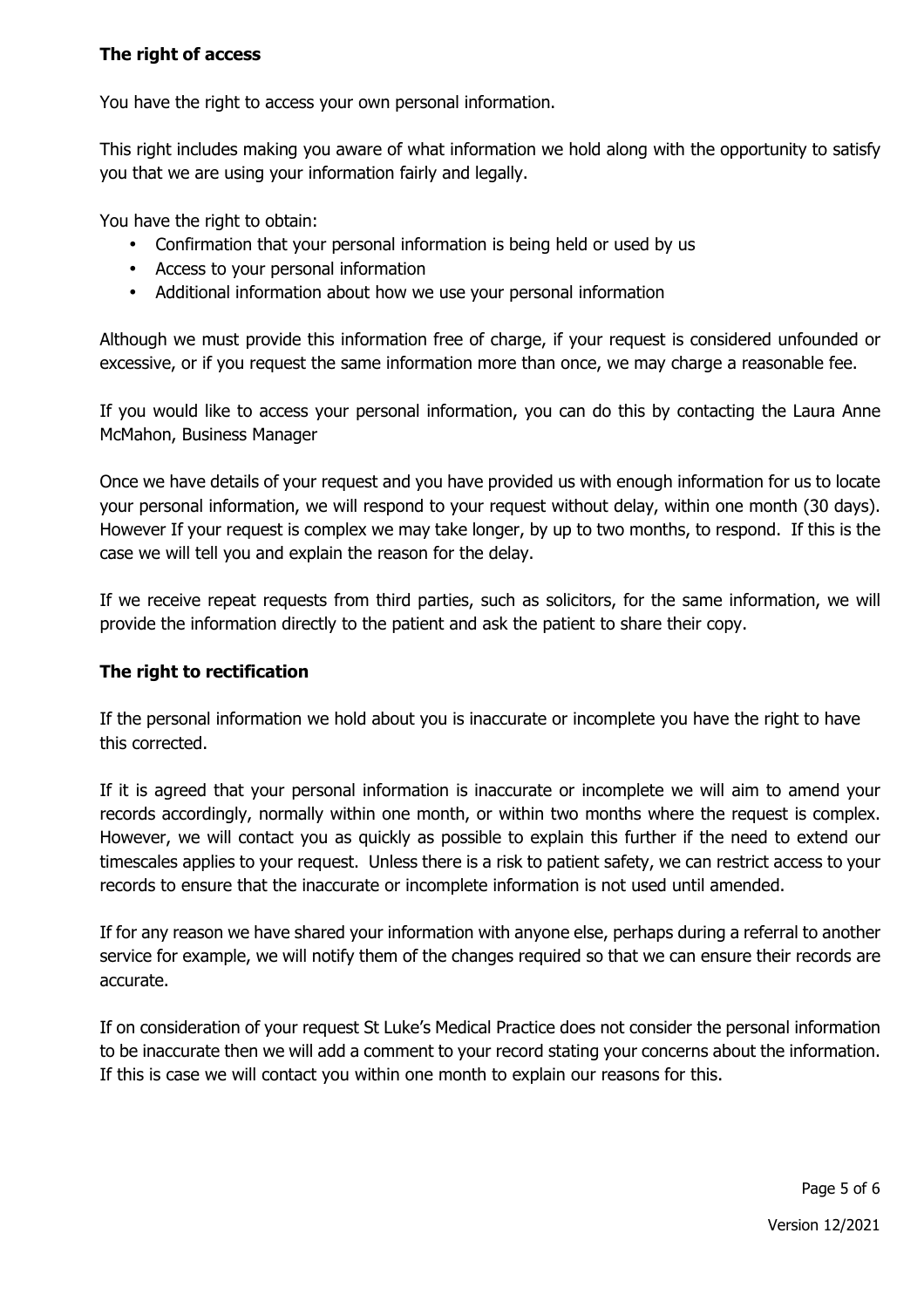### **The right of access**

You have the right to access your own personal information.

This right includes making you aware of what information we hold along with the opportunity to satisfy you that we are using your information fairly and legally.

You have the right to obtain:

- Confirmation that your personal information is being held or used by us
- Access to your personal information
- Additional information about how we use your personal information

Although we must provide this information free of charge, if your request is considered unfounded or excessive, or if you request the same information more than once, we may charge a reasonable fee.

If you would like to access your personal information, you can do this by contacting the Laura Anne McMahon, Business Manager

Once we have details of your request and you have provided us with enough information for us to locate your personal information, we will respond to your request without delay, within one month (30 days). However If your request is complex we may take longer, by up to two months, to respond. If this is the case we will tell you and explain the reason for the delay.

If we receive repeat requests from third parties, such as solicitors, for the same information, we will provide the information directly to the patient and ask the patient to share their copy.

### **The right to rectification**

If the personal information we hold about you is inaccurate or incomplete you have the right to have this corrected.

If it is agreed that your personal information is inaccurate or incomplete we will aim to amend your records accordingly, normally within one month, or within two months where the request is complex. However, we will contact you as quickly as possible to explain this further if the need to extend our timescales applies to your request. Unless there is a risk to patient safety, we can restrict access to your records to ensure that the inaccurate or incomplete information is not used until amended.

If for any reason we have shared your information with anyone else, perhaps during a referral to another service for example, we will notify them of the changes required so that we can ensure their records are accurate.

If on consideration of your request St Luke's Medical Practice does not consider the personal information to be inaccurate then we will add a comment to your record stating your concerns about the information. If this is case we will contact you within one month to explain our reasons for this.

Version 12/2021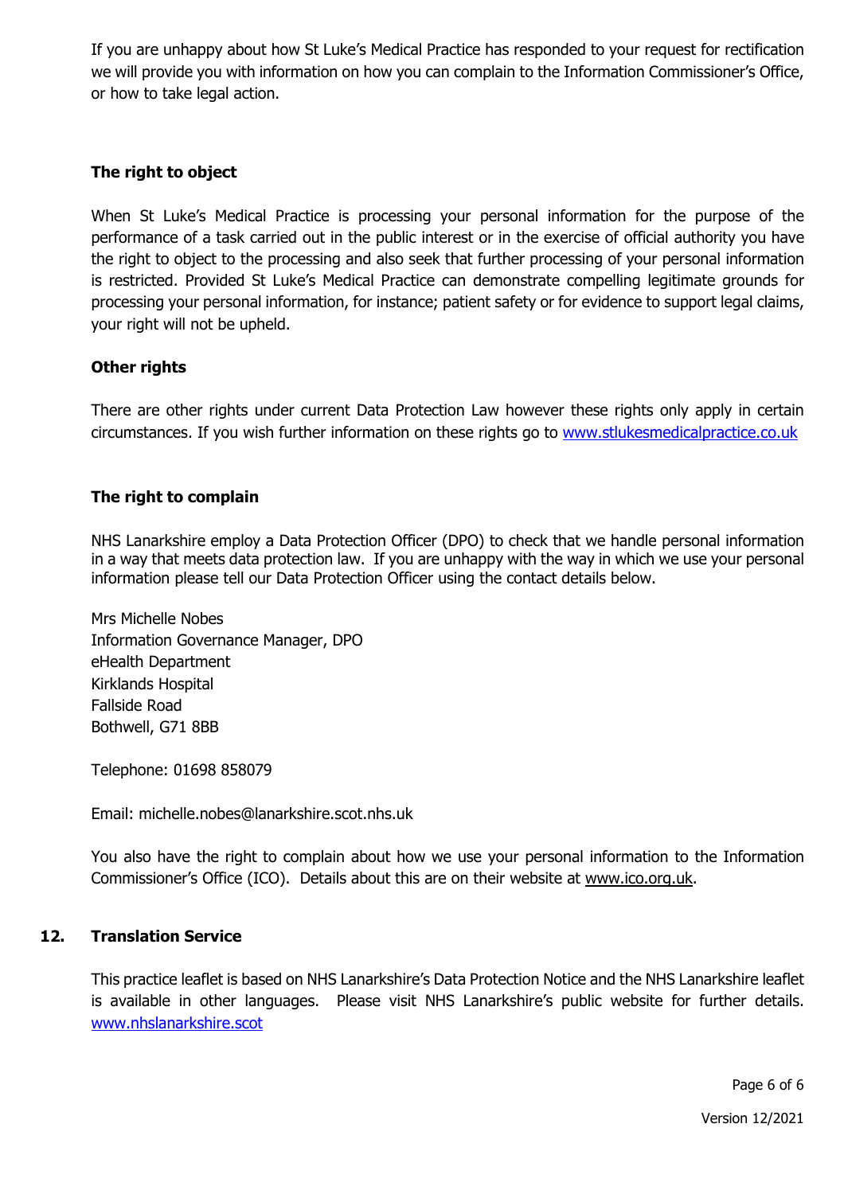If you are unhappy about how St Luke's Medical Practice has responded to your request for rectification we will provide you with information on how you can complain to the Information Commissioner's Office, or how to take legal action.

### The right to object

When St Luke's Medical Practice is processing your personal information for the purpose of the performance of a task carried out in the public interest or in the exercise of official authority you have the right to object to the processing and also seek that further processing of your personal information is restricted. Provided St Luke's Medical Practice can demonstrate compelling legitimate grounds for processing your personal information, for instance; patient safety or for evidence to support legal claims, your right will not be upheld.

### Other rights

There are other rights under current Data Protection Law however these rights only apply in certain circumstances. If you wish further information on these rights go to [www.stlukesmedicalpractice.co.uk](http://www.stlukesmedicalpractice.co.uk)

### The right to complain

NHS Lanarkshire employ a Data Protection Officer (DPO) to check that we handle personal information in a way that meets data protection law. If you are unhappy with the way in which we use your personal information please tell our Data Protection Officer using the contact details below.

Mrs Michelle Nobes
Information Governance Manager, DPO
eHealth Department
Kirklands Hospital
Fallside Road
Bothwell, G71 8BB

Telephone: 01698 858079

Email: michelle.nobes@lanarkshire.scot.nhs.uk

You also have the right to complain about how we use your personal information to the Information Commissioner's Office (ICO). Details about this are on their website at www.ico.org.uk.

## 12. Translation Service

This practice leaflet is based on NHS Lanarkshire's Data Protection Notice and the NHS Lanarkshire leaflet is available in other languages. Please visit NHS Lanarkshire's public website for further details. [www.nhslanarkshire.scot](http://www.nhslanarkshire.scot)

Version 12/2021